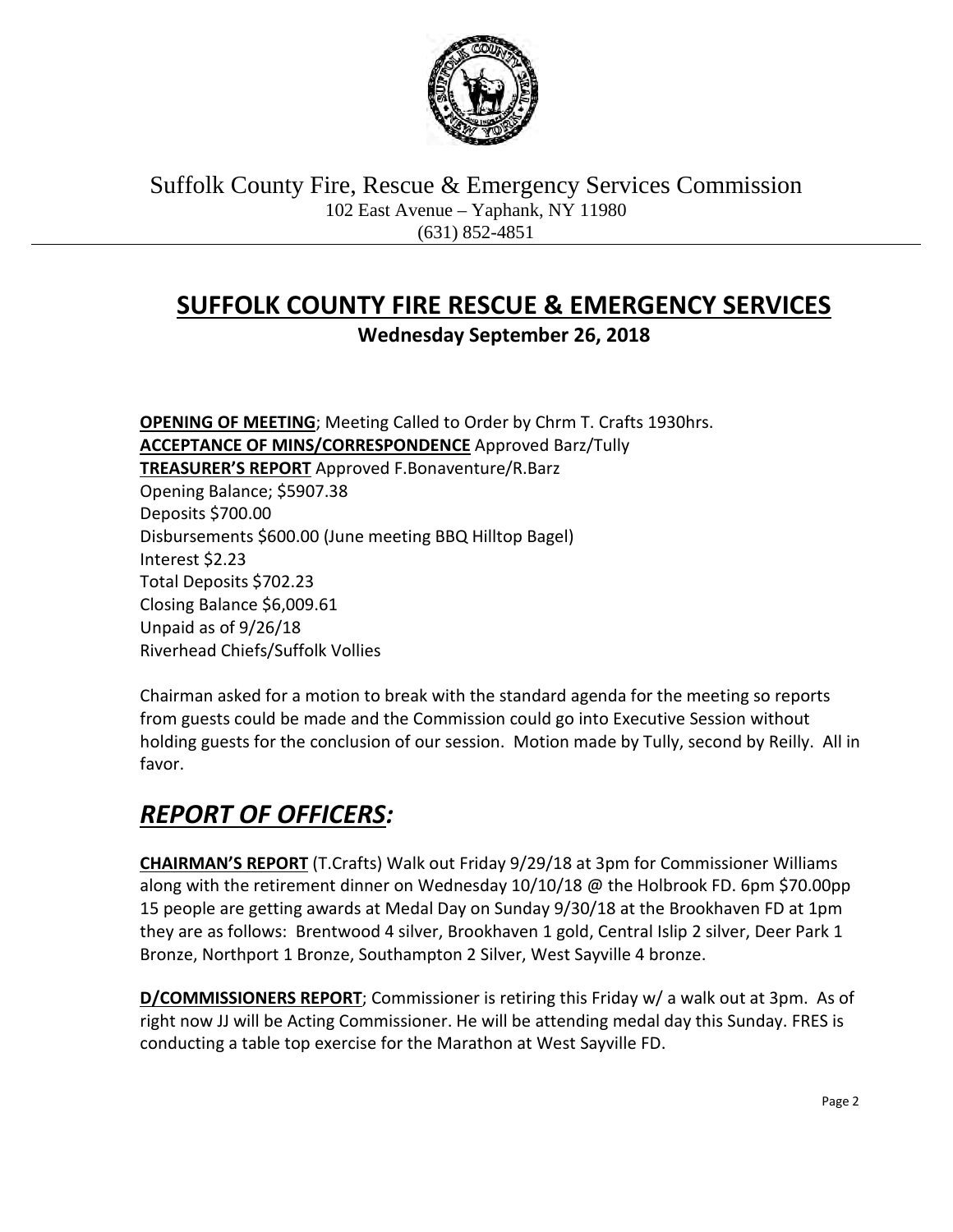Suffolk County Fire, Rescue & Emergency Services Commission
102 East Avenue – Yaphank, NY 11980
(631) 852-4851

# SUFFOLK COUNTY FIRE RESCUE & EMERGENCY SERVICES

**Wednesday September 26, 2018**

**OPENING OF MEETING**; Meeting Called to Order by Chrm T. Crafts 1930hrs.
**ACCEPTANCE OF MINS/CORRESPONDENCE** Approved Barz/Tully
**TREASURER'S REPORT** Approved F.Bonaventure/R.Barz
Opening Balance; $5907.38
Deposits $700.00
Disbursements $600.00 (June meeting BBQ Hilltop Bagel)
Interest $2.23
Total Deposits $702.23
Closing Balance $6,009.61
Unpaid as of 9/26/18
Riverhead Chiefs/Suffolk Vollies

Chairman asked for a motion to break with the standard agenda for the meeting so reports from guests could be made and the Commission could go into Executive Session without holding guests for the conclusion of our session. Motion made by Tully, second by Reilly. All in favor.

## *REPORT OF OFFICERS:*

**CHAIRMAN'S REPORT** (T.Crafts) Walk out Friday 9/29/18 at 3pm for Commissioner Williams along with the retirement dinner on Wednesday 10/10/18 @ the Holbrook FD. 6pm $70.00pp 15 people are getting awards at Medal Day on Sunday 9/30/18 at the Brookhaven FD at 1pm they are as follows: Brentwood 4 silver, Brookhaven 1 gold, Central Islip 2 silver, Deer Park 1 Bronze, Northport 1 Bronze, Southampton 2 Silver, West Sayville 4 bronze.

**D/COMMISSIONERS REPORT**; Commissioner is retiring this Friday w/ a walk out at 3pm. As of right now JJ will be Acting Commissioner. He will be attending medal day this Sunday. FRES is conducting a table top exercise for the Marathon at West Sayville FD.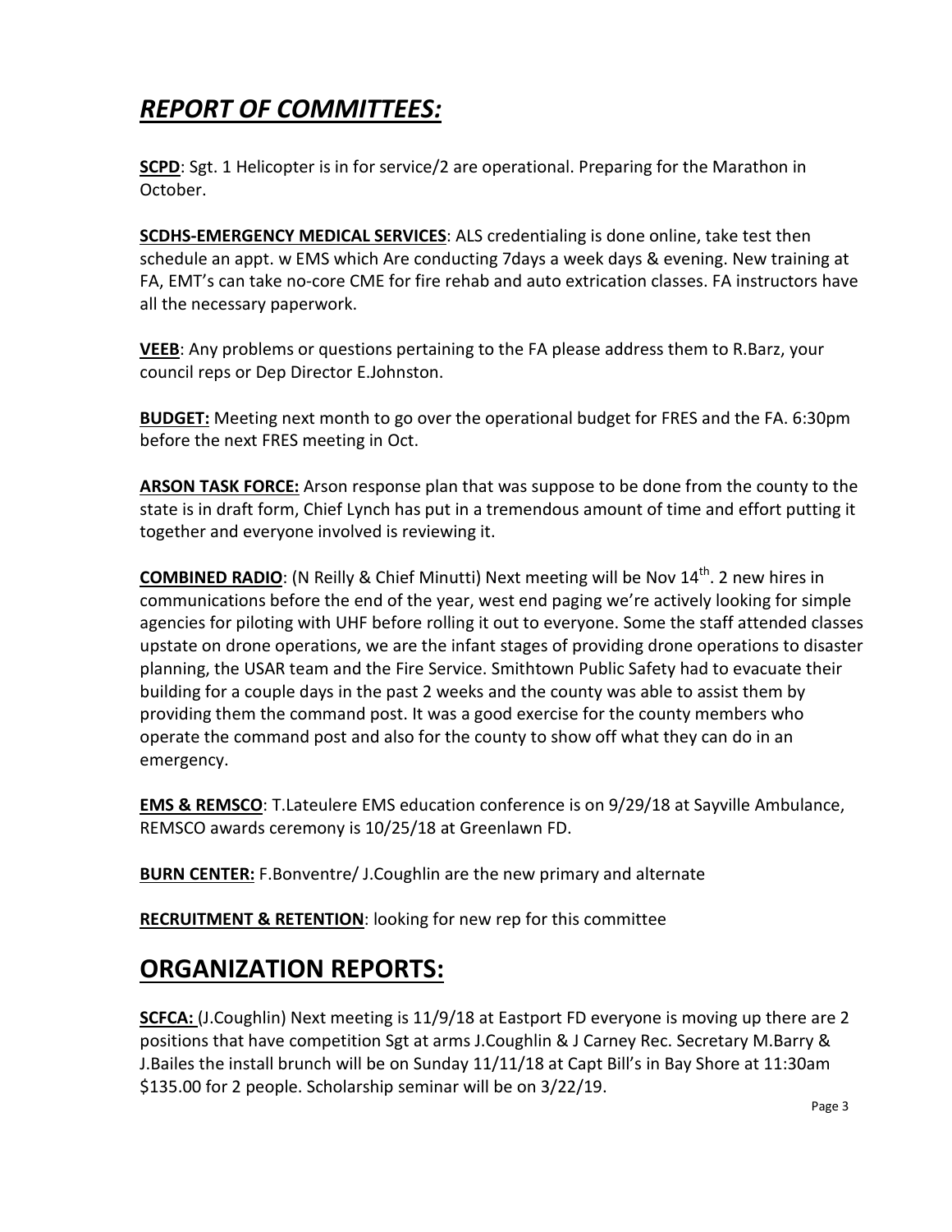# ***REPORT OF COMMITTEES:***

**SCPD**: Sgt. 1 Helicopter is in for service/2 are operational. Preparing for the Marathon in October.

**SCDHS-EMERGENCY MEDICAL SERVICES**: ALS credentialing is done online, take test then schedule an appt. w EMS which Are conducting 7days a week days & evening. New training at FA, EMT's can take no-core CME for fire rehab and auto extrication classes. FA instructors have all the necessary paperwork.

**VEEB**: Any problems or questions pertaining to the FA please address them to R.Barz, your council reps or Dep Director E.Johnston.

**BUDGET:** Meeting next month to go over the operational budget for FRES and the FA. 6:30pm before the next FRES meeting in Oct.

**ARSON TASK FORCE:** Arson response plan that was suppose to be done from the county to the state is in draft form, Chief Lynch has put in a tremendous amount of time and effort putting it together and everyone involved is reviewing it.

**COMBINED RADIO**: (N Reilly & Chief Minutti) Next meeting will be Nov 14th. 2 new hires in communications before the end of the year, west end paging we're actively looking for simple agencies for piloting with UHF before rolling it out to everyone. Some the staff attended classes upstate on drone operations, we are the infant stages of providing drone operations to disaster planning, the USAR team and the Fire Service. Smithtown Public Safety had to evacuate their building for a couple days in the past 2 weeks and the county was able to assist them by providing them the command post. It was a good exercise for the county members who operate the command post and also for the county to show off what they can do in an emergency.

**EMS & REMSCO**: T.Lateulere EMS education conference is on 9/29/18 at Sayville Ambulance, REMSCO awards ceremony is 10/25/18 at Greenlawn FD.

**BURN CENTER:** F.Bonventre/ J.Coughlin are the new primary and alternate

**RECRUITMENT & RETENTION**: looking for new rep for this committee

# **ORGANIZATION REPORTS:**

**SCFCA:** (J.Coughlin) Next meeting is 11/9/18 at Eastport FD everyone is moving up there are 2 positions that have competition Sgt at arms J.Coughlin & J Carney Rec. Secretary M.Barry & J.Bailes the install brunch will be on Sunday 11/11/18 at Capt Bill's in Bay Shore at 11:30am $135.00 for 2 people. Scholarship seminar will be on 3/22/19.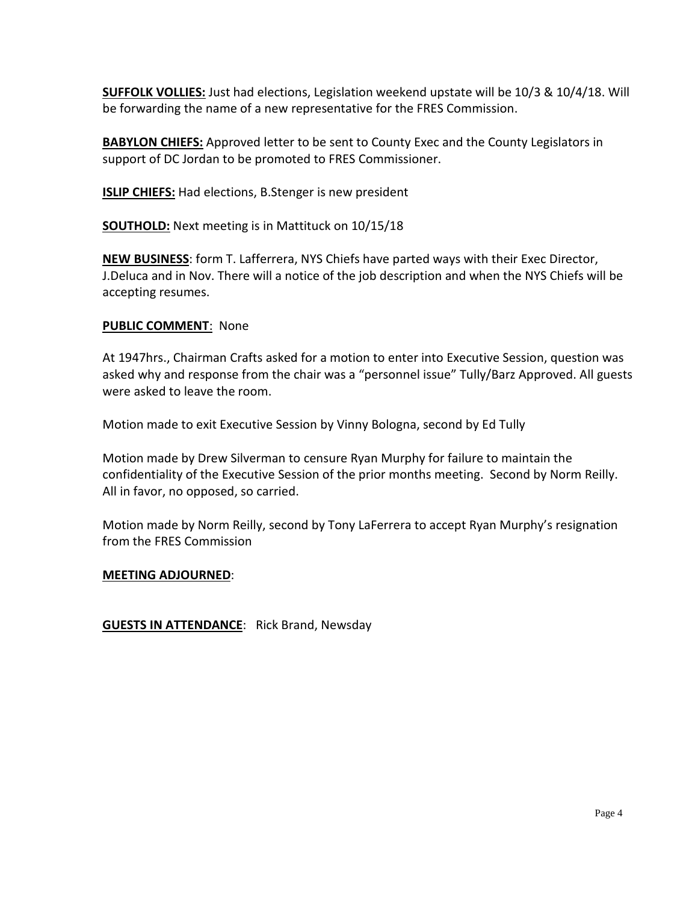**SUFFOLK VOLLIES:** Just had elections, Legislation weekend upstate will be 10/3 & 10/4/18. Will be forwarding the name of a new representative for the FRES Commission.

**BABYLON CHIEFS:** Approved letter to be sent to County Exec and the County Legislators in support of DC Jordan to be promoted to FRES Commissioner.

**ISLIP CHIEFS:** Had elections, B.Stenger is new president

**SOUTHOLD:** Next meeting is in Mattituck on 10/15/18

**NEW BUSINESS**: form T. Lafferrera, NYS Chiefs have parted ways with their Exec Director, J.Deluca and in Nov. There will a notice of the job description and when the NYS Chiefs will be accepting resumes.

**PUBLIC COMMENT**: None

At 1947hrs., Chairman Crafts asked for a motion to enter into Executive Session, question was asked why and response from the chair was a "personnel issue" Tully/Barz Approved. All guests were asked to leave the room.

Motion made to exit Executive Session by Vinny Bologna, second by Ed Tully

Motion made by Drew Silverman to censure Ryan Murphy for failure to maintain the confidentiality of the Executive Session of the prior months meeting. Second by Norm Reilly. All in favor, no opposed, so carried.

Motion made by Norm Reilly, second by Tony LaFerrera to accept Ryan Murphy's resignation from the FRES Commission

**MEETING ADJOURNED**:

**GUESTS IN ATTENDANCE**: Rick Brand, Newsday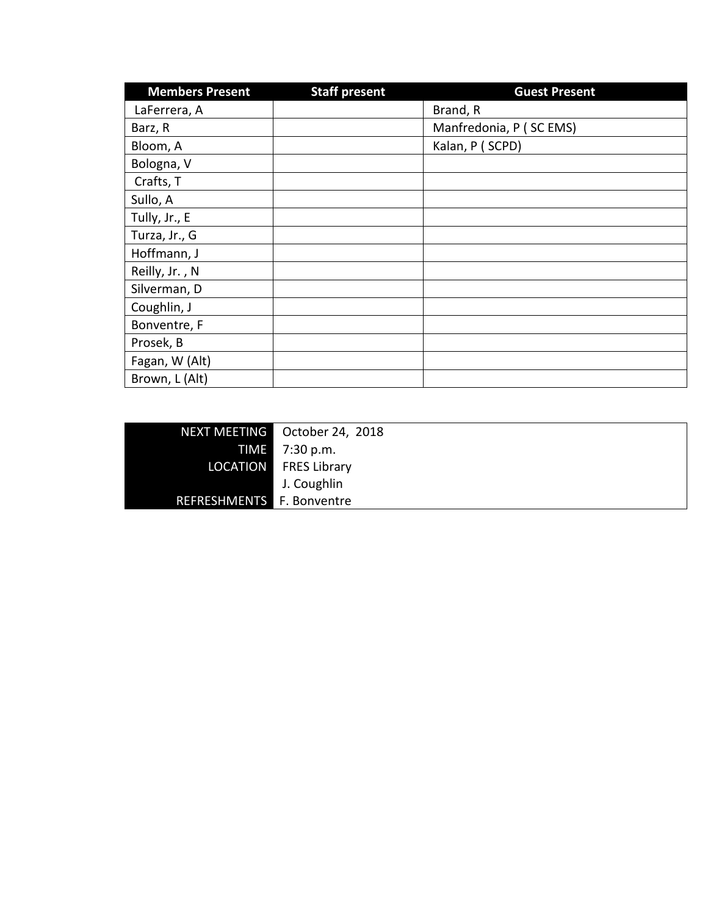| Members Present | Staff present | Guest Present |
| --- | --- | --- |
| LaFerrera, A | | Brand, R |
| Barz, R | | Manfredonia, P ( SC EMS) |
| Bloom, A | | Kalan, P ( SCPD) |
| Bologna, V | | |
| Crafts, T | | |
| Sullo, A | | |
| Tully, Jr., E | | |
| Turza, Jr., G | | |
| Hoffmann, J | | |
| Reilly, Jr. , N | | |
| Silverman, D | | |
| Coughlin, J | | |
| Bonventre, F | | |
| Prosek, B | | |
| Fagan, W (Alt) | | |
| Brown, L (Alt) | | |

| | |
| --- | --- |
| NEXT MEETING | October 24, 2018 |
| TIME | 7:30 p.m. |
| LOCATION | FRES Library |
| | J. Coughlin |
| REFRESHMENTS | F. Bonventre |